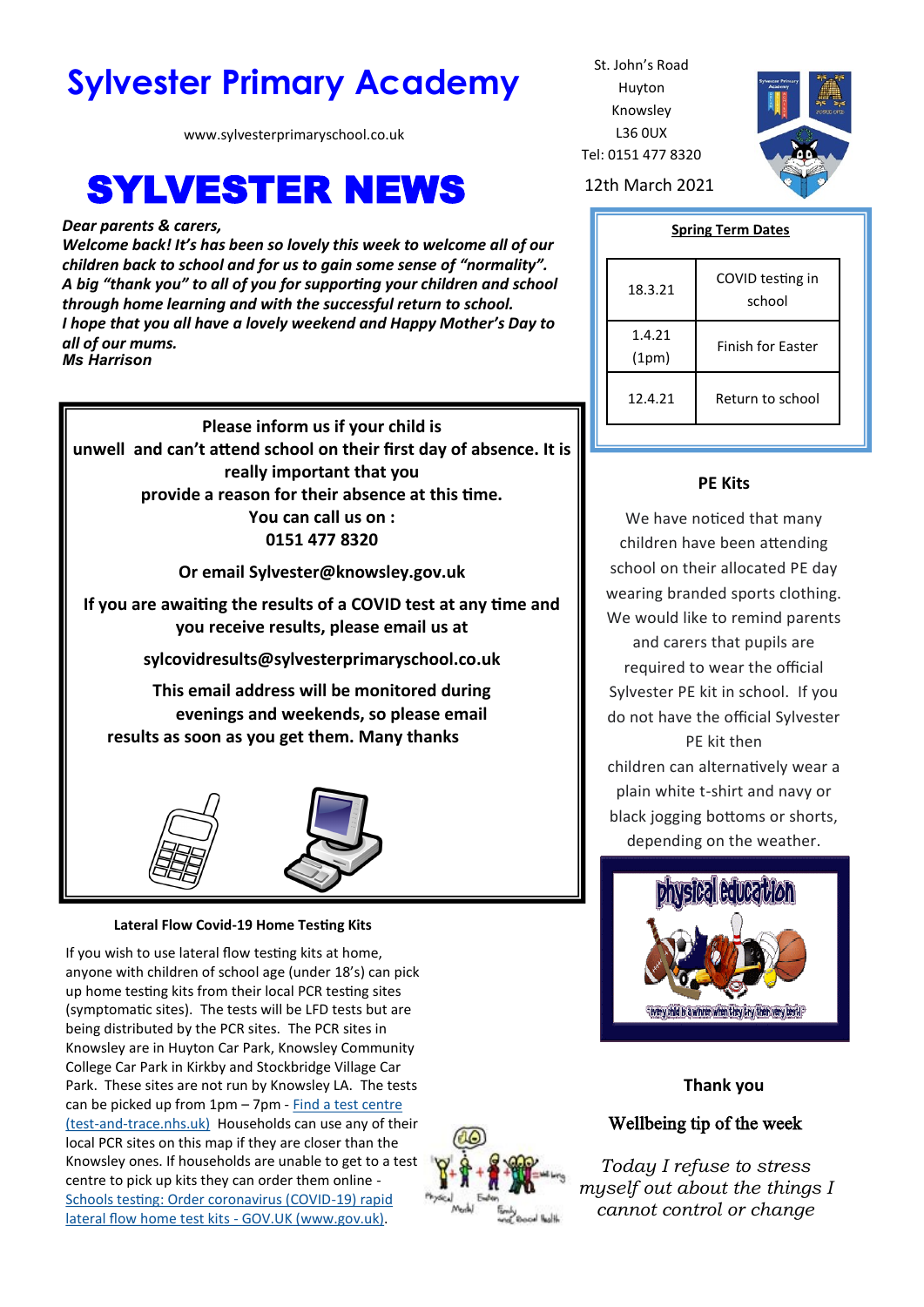# Sylvester Primary Academy

www.sylvesterprimaryschool.co.uk

St. John's Road
Huyton
Knowsley
L36 0UX
Tel: 0151 477 8320

12th March 2021

# SYLVESTER NEWS

***Dear parents & carers,***
***Welcome back! It's has been so lovely this week to welcome all of our children back to school and for us to gain some sense of "normality".***
***A big "thank you" to all of you for supporting your children and school through home learning and with the successful return to school.***
***I hope that you all have a lovely weekend and Happy Mother's Day to all of our mums.***
***Ms Harrison***

**Please inform us if your child is unwell and can't attend school on their first day of absence. It is really important that you provide a reason for their absence at this time.**
**You can call us on :**
**0151 477 8320**

**Or email Sylvester@knowsley.gov.uk**

**If you are awaiting the results of a COVID test at any time and you receive results, please email us at**

**sylcovidresults@sylvesterprimaryschool.co.uk**

**This email address will be monitored during evenings and weekends, so please email results as soon as you get them. Many thanks**

**Lateral Flow Covid-19 Home Testing Kits**

If you wish to use lateral flow testing kits at home, anyone with children of school age (under 18's) can pick up home testing kits from their local PCR testing sites (symptomatic sites). The tests will be LFD tests but are being distributed by the PCR sites. The PCR sites in Knowsley are in Huyton Car Park, Knowsley Community College Car Park in Kirkby and Stockbridge Village Car Park. These sites are not run by Knowsley LA. The tests can be picked up from 1pm – 7pm - Find a test centre (test-and-trace.nhs.uk) Households can use any of their local PCR sites on this map if they are closer than the Knowsley ones. If households are unable to get to a test centre to pick up kits they can order them online - Schools testing: Order coronavirus (COVID-19) rapid lateral flow home test kits - GOV.UK (www.gov.uk).

**Spring Term Dates**

| | |
|---|---|
| 18.3.21 | COVID testing in school |
| 1.4.21 (1pm) | Finish for Easter |
| 12.4.21 | Return to school |

**PE Kits**

We have noticed that many children have been attending school on their allocated PE day wearing branded sports clothing. We would like to remind parents and carers that pupils are required to wear the official Sylvester PE kit in school. If you do not have the official Sylvester PE kit then children can alternatively wear a plain white t-shirt and navy or black jogging bottoms or shorts, depending on the weather.

**Thank you**

**Wellbeing tip of the week**

*Today I refuse to stress myself out about the things I cannot control or change*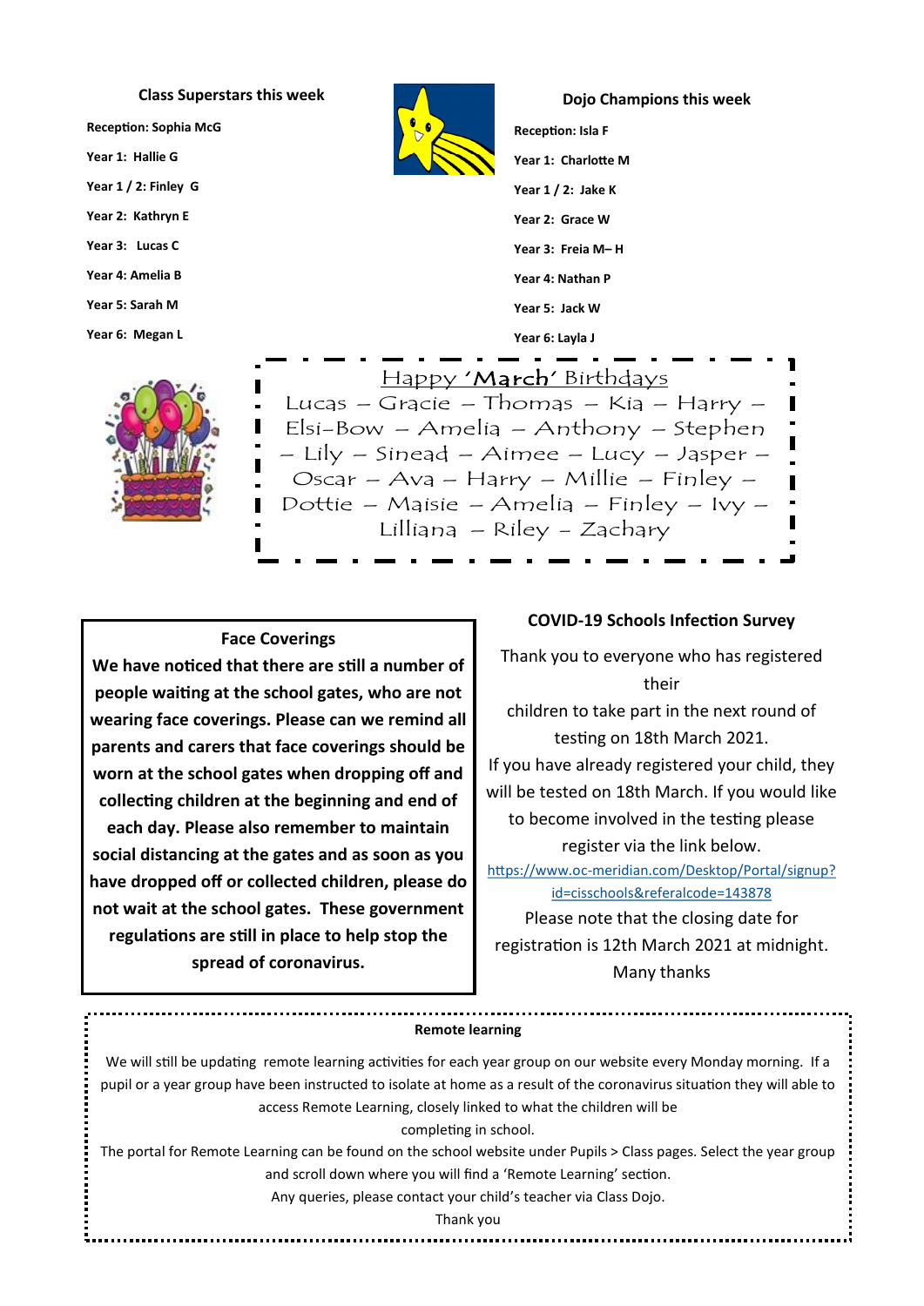### Class Superstars this week

Reception: Sophia McG

Year 1: Hallie G

Year 1 / 2: Finley G

Year 2: Kathryn E

Year 3: Lucas C

Year 4: Amelia B

Year 5: Sarah M

Year 6: Megan L

### Dojo Champions this week

Reception: Isla F

Year 1: Charlotte M

Year 1 / 2: Jake K

Year 2: Grace W

Year 3: Freia M– H

Year 4: Nathan P

Year 5: Jack W

Year 6: Layla J

### Happy '**March**' Birthdays

Lucas – Gracie – Thomas – Kia – Harry – Elsi-Bow – Amelia – Anthony – Stephen – Lily – Sinead – Aimee – Lucy – Jasper – Oscar – Ava – Harry – Millie – Finley – Dottie – Maisie – Amelia – Finley – Ivy – Lilliana – Riley – Zachary

### Face Coverings

**We have noticed that there are still a number of people waiting at the school gates, who are not wearing face coverings. Please can we remind all parents and carers that face coverings should be worn at the school gates when dropping off and collecting children at the beginning and end of each day. Please also remember to maintain social distancing at the gates and as soon as you have dropped off or collected children, please do not wait at the school gates. These government regulations are still in place to help stop the spread of coronavirus.**

### COVID-19 Schools Infection Survey

Thank you to everyone who has registered their children to take part in the next round of testing on 18th March 2021.

If you have already registered your child, they will be tested on 18th March. If you would like to become involved in the testing please register via the link below.

https://www.oc-meridian.com/Desktop/Portal/signup?id=cisschools&referalcode=143878

Please note that the closing date for registration is 12th March 2021 at midnight.

Many thanks

### Remote learning

We will still be updating remote learning activities for each year group on our website every Monday morning. If a pupil or a year group have been instructed to isolate at home as a result of the coronavirus situation they will able to access Remote Learning, closely linked to what the children will be completing in school.

The portal for Remote Learning can be found on the school website under Pupils > Class pages. Select the year group and scroll down where you will find a 'Remote Learning' section.

Any queries, please contact your child's teacher via Class Dojo.

Thank you